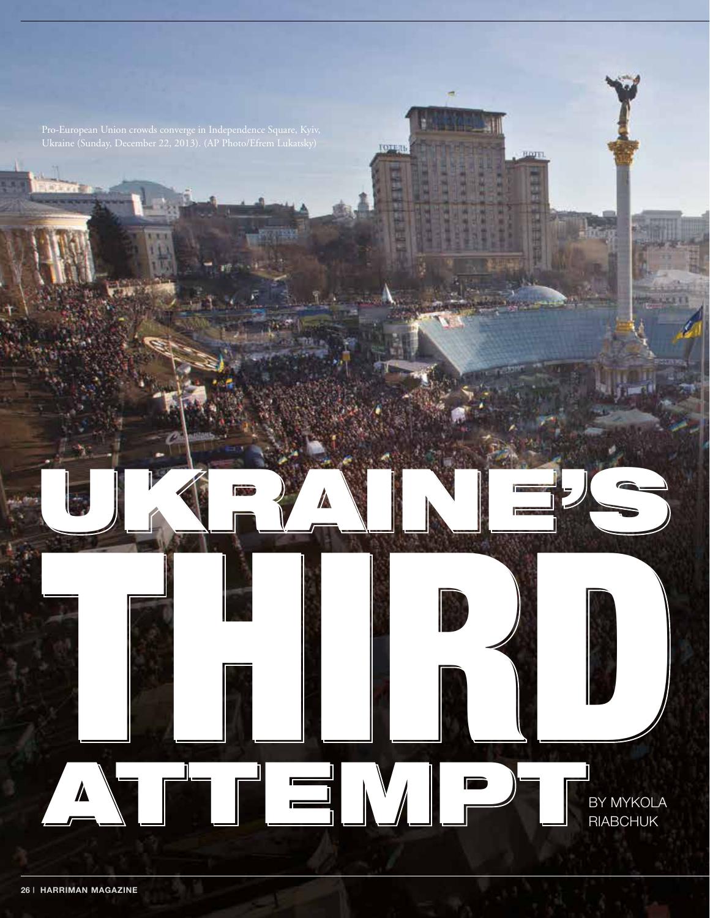Pro-European Union crowds converge in Independence Square, Kyiv, Ukraine (Sunday, December 22, 2013). (AP Photo/Efrem Lukatsky)

# UKRAINE'S THIRD ATTEMPT

BY MYKOLA RIABCHUK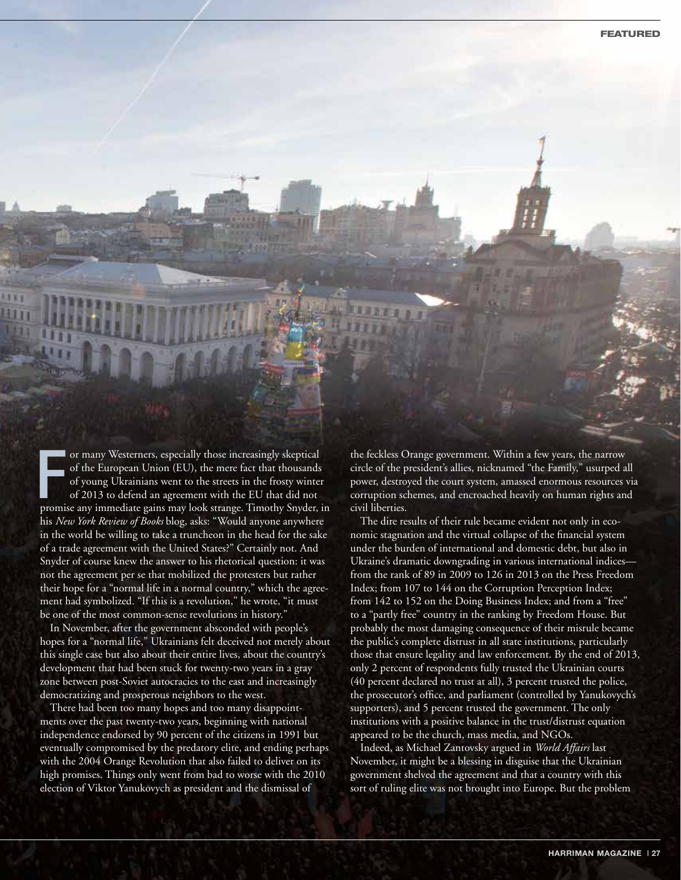For many Westerners, especially those increasingly skeptical of the European Union (EU), the mere fact that thousands of young Ukrainians went to the streets in the frosty winter of 2013 to defend an agreement with the EU that did not promise any immediate gains may look strange. Timothy Snyder, in his *New York Review of Books* blog, asks: "Would anyone anywhere in the world be willing to take a truncheon in the head for the sake of a trade agreement with the United States?" Certainly not. And Snyder of course knew the answer to his rhetorical question: it was not the agreement per se that mobilized the protesters but rather their hope for a "normal life in a normal country," which the agreement had symbolized. "If this is a revolution," he wrote, "it must be one of the most common-sense revolutions in history."

In November, after the government absconded with people's hopes for a "normal life," Ukrainians felt deceived not merely about this single case but also about their entire lives, about the country's development that had been stuck for twenty-two years in a gray zone between post-Soviet autocracies to the east and increasingly democratizing and prosperous neighbors to the west.

There had been too many hopes and too many disappointments over the past twenty-two years, beginning with national independence endorsed by 90 percent of the citizens in 1991 but eventually compromised by the predatory elite, and ending perhaps with the 2004 Orange Revolution that also failed to deliver on its high promises. Things only went from bad to worse with the 2010 election of Viktor Yanukovych as president and the dismissal of the feckless Orange government. Within a few years, the narrow circle of the president's allies, nicknamed "the Family," usurped all power, destroyed the court system, amassed enormous resources via corruption schemes, and encroached heavily on human rights and civil liberties.

The dire results of their rule became evident not only in economic stagnation and the virtual collapse of the financial system under the burden of international and domestic debt, but also in Ukraine's dramatic downgrading in various international indices—from the rank of 89 in 2009 to 126 in 2013 on the Press Freedom Index; from 107 to 144 on the Corruption Perception Index; from 142 to 152 on the Doing Business Index; and from a "free" to a "partly free" country in the ranking by Freedom House. But probably the most damaging consequence of their misrule became the public's complete distrust in all state institutions, particularly those that ensure legality and law enforcement. By the end of 2013, only 2 percent of respondents fully trusted the Ukrainian courts (40 percent declared no trust at all), 3 percent trusted the police, the prosecutor's office, and parliament (controlled by Yanukovych's supporters), and 5 percent trusted the government. The only institutions with a positive balance in the trust/distrust equation appeared to be the church, mass media, and NGOs.

Indeed, as Michael Zantovsky argued in *World Affairs* last November, it might be a blessing in disguise that the Ukrainian government shelved the agreement and that a country with this sort of ruling elite was not brought into Europe. But the problem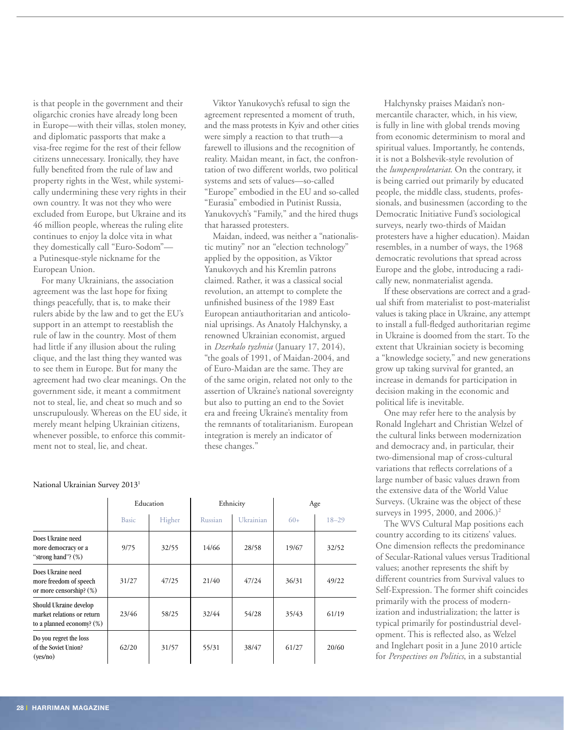is that people in the government and their oligarchic cronies have already long been in Europe—with their villas, stolen money, and diplomatic passports that make a visa-free regime for the rest of their fellow citizens unnecessary. Ironically, they have fully benefited from the rule of law and property rights in the West, while systemically undermining these very rights in their own country. It was not they who were excluded from Europe, but Ukraine and its 46 million people, whereas the ruling elite continues to enjoy la dolce vita in what they domestically call "Euro-Sodom"—a Putinesque-style nickname for the European Union.

For many Ukrainians, the association agreement was the last hope for fixing things peacefully, that is, to make their rulers abide by the law and to get the EU's support in an attempt to reestablish the rule of law in the country. Most of them had little if any illusion about the ruling clique, and the last thing they wanted was to see them in Europe. But for many the agreement had two clear meanings. On the government side, it meant a commitment not to steal, lie, and cheat so much and so unscrupulously. Whereas on the EU side, it merely meant helping Ukrainian citizens, whenever possible, to enforce this commitment not to steal, lie, and cheat.

Viktor Yanukovych's refusal to sign the agreement represented a moment of truth, and the mass protests in Kyiv and other cities were simply a reaction to that truth—a farewell to illusions and the recognition of reality. Maidan meant, in fact, the confrontation of two different worlds, two political systems and sets of values—so-called "Europe" embodied in the EU and so-called "Eurasia" embodied in Putinist Russia, Yanukovych's "Family," and the hired thugs that harassed protesters.

Maidan, indeed, was neither a "nationalistic mutiny" nor an "election technology" applied by the opposition, as Viktor Yanukovych and his Kremlin patrons claimed. Rather, it was a classical social revolution, an attempt to complete the unfinished business of the 1989 East European antiauthoritarian and anticolonial uprisings. As Anatoly Halchynsky, a renowned Ukrainian economist, argued in *Dzerkalo tyzhnia* (January 17, 2014), "the goals of 1991, of Maidan-2004, and of Euro-Maidan are the same. They are of the same origin, related not only to the assertion of Ukraine's national sovereignty but also to putting an end to the Soviet era and freeing Ukraine's mentality from the remnants of totalitarianism. European integration is merely an indicator of these changes."

National Ukrainian Survey 2013[1]

| | Education | | Ethnicity | | Age | |
|---|---|---|---|---|---|---|
| | Basic | Higher | Russian | Ukrainian | 60+ | 18–29 |
| Does Ukraine need more democracy or a "strong hand"? (%) | 9/75 | 32/55 | 14/66 | 28/58 | 19/67 | 32/52 |
| Does Ukraine need more freedom of speech or more censorship? (%) | 31/27 | 47/25 | 21/40 | 47/24 | 36/31 | 49/22 |
| Should Ukraine develop market relations or return to a planned economy? (%) | 23/46 | 58/25 | 32/44 | 54/28 | 35/43 | 61/19 |
| Do you regret the loss of the Soviet Union? (yes/no) | 62/20 | 31/57 | 55/31 | 38/47 | 61/27 | 20/60 |

Halchynsky praises Maidan's nonmercantile character, which, in his view, is fully in line with global trends moving from economic determinism to moral and spiritual values. Importantly, he contends, it is not a Bolshevik-style revolution of the *lumpenproletariat*. On the contrary, it is being carried out primarily by educated people, the middle class, students, professionals, and businessmen (according to the Democratic Initiative Fund's sociological surveys, nearly two-thirds of Maidan protesters have a higher education). Maidan resembles, in a number of ways, the 1968 democratic revolutions that spread across Europe and the globe, introducing a radically new, nonmaterialist agenda.

If these observations are correct and a gradual shift from materialist to post-materialist values is taking place in Ukraine, any attempt to install a full-fledged authoritarian regime in Ukraine is doomed from the start. To the extent that Ukrainian society is becoming a "knowledge society," and new generations grow up taking survival for granted, an increase in demands for participation in decision making in the economic and political life is inevitable.

One may refer here to the analysis by Ronald Inglehart and Christian Welzel of the cultural links between modernization and democracy and, in particular, their two-dimensional map of cross-cultural variations that reflects correlations of a large number of basic values drawn from the extensive data of the World Value Surveys. (Ukraine was the object of these surveys in 1995, 2000, and 2006.)[2]

The WVS Cultural Map positions each country according to its citizens' values. One dimension reflects the predominance of Secular-Rational values versus Traditional values; another represents the shift by different countries from Survival values to Self-Expression. The former shift coincides primarily with the process of modernization and industrialization; the latter is typical primarily for postindustrial development. This is reflected also, as Welzel and Inglehart posit in a June 2010 article for *Perspectives on Politics*, in a substantial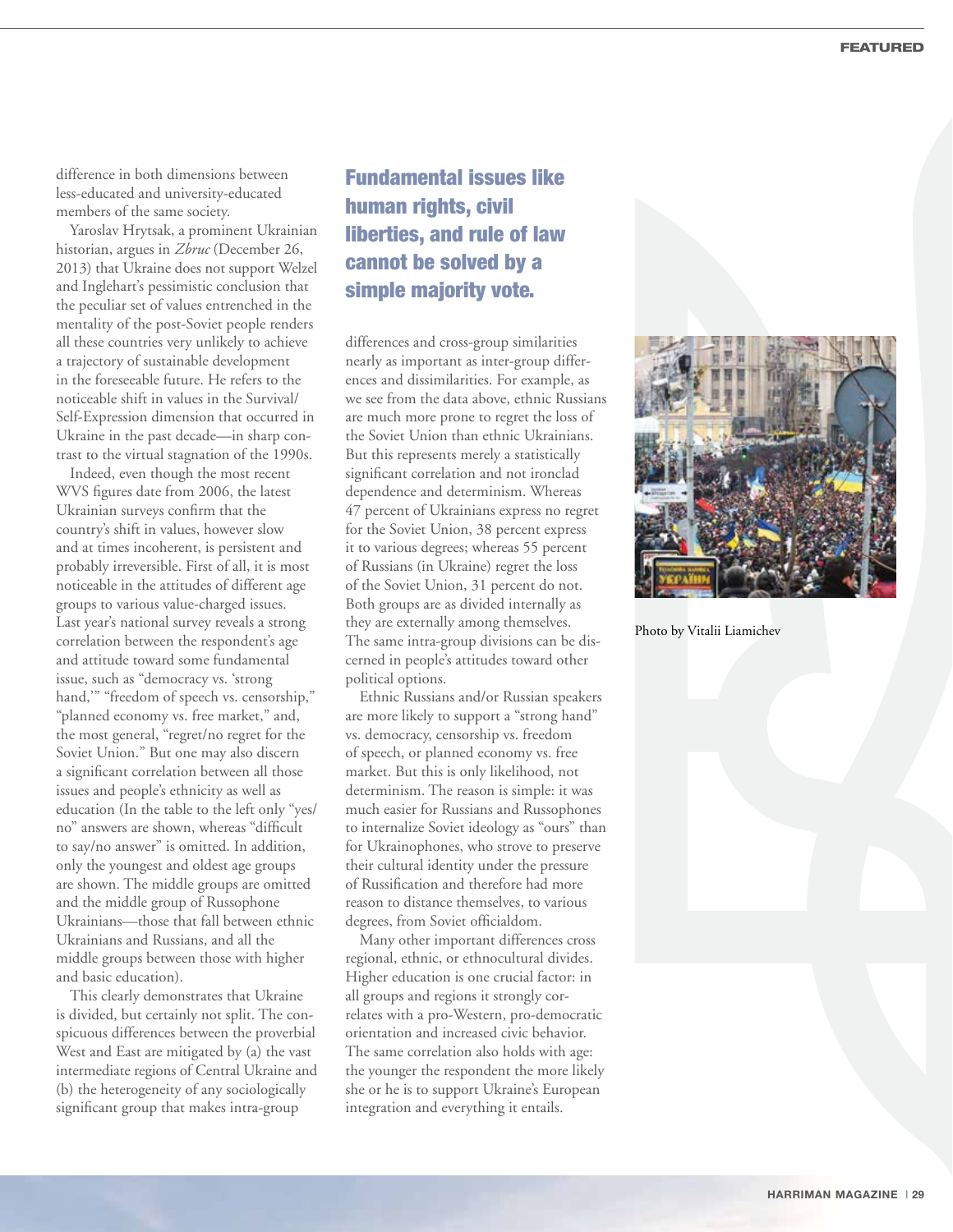difference in both dimensions between less-educated and university-educated members of the same society.

Yaroslav Hrytsak, a prominent Ukrainian historian, argues in *Zbruc* (December 26, 2013) that Ukraine does not support Welzel and Inglehart's pessimistic conclusion that the peculiar set of values entrenched in the mentality of the post-Soviet people renders all these countries very unlikely to achieve a trajectory of sustainable development in the foreseeable future. He refers to the noticeable shift in values in the Survival/Self-Expression dimension that occurred in Ukraine in the past decade—in sharp contrast to the virtual stagnation of the 1990s.

Indeed, even though the most recent WVS figures date from 2006, the latest Ukrainian surveys confirm that the country's shift in values, however slow and at times incoherent, is persistent and probably irreversible. First of all, it is most noticeable in the attitudes of different age groups to various value-charged issues. Last year's national survey reveals a strong correlation between the respondent's age and attitude toward some fundamental issue, such as "democracy vs. 'strong hand,'" "freedom of speech vs. censorship," "planned economy vs. free market," and, the most general, "regret/no regret for the Soviet Union." But one may also discern a significant correlation between all those issues and people's ethnicity as well as education (In the table to the left only "yes/no" answers are shown, whereas "difficult to say/no answer" is omitted. In addition, only the youngest and oldest age groups are shown. The middle groups are omitted and the middle group of Russophone Ukrainians—those that fall between ethnic Ukrainians and Russians, and all the middle groups between those with higher and basic education).

This clearly demonstrates that Ukraine is divided, but certainly not split. The conspicuous differences between the proverbial West and East are mitigated by (a) the vast intermediate regions of Central Ukraine and (b) the heterogeneity of any sociologically significant group that makes intra-group differences and cross-group similarities nearly as important as inter-group differences and dissimilarities. For example, as we see from the data above, ethnic Russians are much more prone to regret the loss of the Soviet Union than ethnic Ukrainians. But this represents merely a statistically significant correlation and not ironclad dependence and determinism. Whereas 47 percent of Ukrainians express no regret for the Soviet Union, 38 percent express it to various degrees; whereas 55 percent of Russians (in Ukraine) regret the loss of the Soviet Union, 31 percent do not. Both groups are as divided internally as they are externally among themselves. The same intra-group divisions can be discerned in people's attitudes toward other political options.

**Fundamental issues like human rights, civil liberties, and rule of law cannot be solved by a simple majority vote.**

Ethnic Russians and/or Russian speakers are more likely to support a "strong hand" vs. democracy, censorship vs. freedom of speech, or planned economy vs. free market. But this is only likelihood, not determinism. The reason is simple: it was much easier for Russians and Russophones to internalize Soviet ideology as "ours" than for Ukrainophones, who strove to preserve their cultural identity under the pressure of Russification and therefore had more reason to distance themselves, to various degrees, from Soviet officialdom.

Many other important differences cross regional, ethnic, or ethnocultural divides. Higher education is one crucial factor: in all groups and regions it strongly correlates with a pro-Western, pro-democratic orientation and increased civic behavior. The same correlation also holds with age: the younger the respondent the more likely she or he is to support Ukraine's European integration and everything it entails.

Photo by Vitalii Liamichev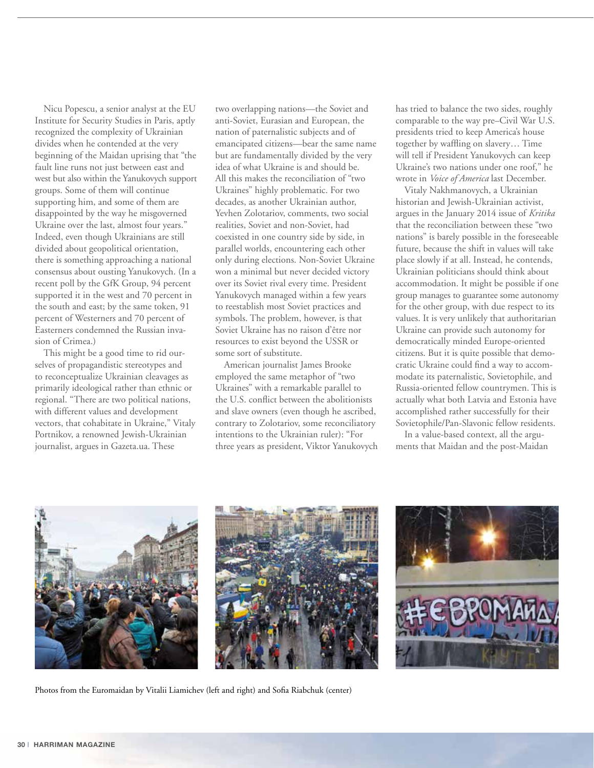Nicu Popescu, a senior analyst at the EU Institute for Security Studies in Paris, aptly recognized the complexity of Ukrainian divides when he contended at the very beginning of the Maidan uprising that "the fault line runs not just between east and west but also within the Yanukovych support groups. Some of them will continue supporting him, and some of them are disappointed by the way he misgoverned Ukraine over the last, almost four years." Indeed, even though Ukrainians are still divided about geopolitical orientation, there is something approaching a national consensus about ousting Yanukovych. (In a recent poll by the GfK Group, 94 percent supported it in the west and 70 percent in the south and east; by the same token, 91 percent of Westerners and 70 percent of Easterners condemned the Russian invasion of Crimea.)

This might be a good time to rid ourselves of propagandistic stereotypes and to reconceptualize Ukrainian cleavages as primarily ideological rather than ethnic or regional. "There are two political nations, with different values and development vectors, that cohabitate in Ukraine," Vitaly Portnikov, a renowned Jewish-Ukrainian journalist, argues in Gazeta.ua. These two overlapping nations—the Soviet and anti-Soviet, Eurasian and European, the nation of paternalistic subjects and of emancipated citizens—bear the same name but are fundamentally divided by the very idea of what Ukraine is and should be. All this makes the reconciliation of "two Ukraines" highly problematic. For two decades, as another Ukrainian author, Yevhen Zolotariov, comments, two social realities, Soviet and non-Soviet, had coexisted in one country side by side, in parallel worlds, encountering each other only during elections. Non-Soviet Ukraine won a minimal but never decided victory over its Soviet rival every time. President Yanukovych managed within a few years to reestablish most Soviet practices and symbols. The problem, however, is that Soviet Ukraine has no raison d'être nor resources to exist beyond the USSR or some sort of substitute.

American journalist James Brooke employed the same metaphor of "two Ukraines" with a remarkable parallel to the U.S. conflict between the abolitionists and slave owners (even though he ascribed, contrary to Zolotariov, some reconciliatory intentions to the Ukrainian ruler): "For three years as president, Viktor Yanukovych has tried to balance the two sides, roughly comparable to the way pre–Civil War U.S. presidents tried to keep America's house together by waffling on slavery… Time will tell if President Yanukovych can keep Ukraine's two nations under one roof," he wrote in *Voice of America* last December.

Vitaly Nakhmanovych, a Ukrainian historian and Jewish-Ukrainian activist, argues in the January 2014 issue of *Kritika* that the reconciliation between these "two nations" is barely possible in the foreseeable future, because the shift in values will take place slowly if at all. Instead, he contends, Ukrainian politicians should think about accommodation. It might be possible if one group manages to guarantee some autonomy for the other group, with due respect to its values. It is very unlikely that authoritarian Ukraine can provide such autonomy for democratically minded Europe-oriented citizens. But it is quite possible that democratic Ukraine could find a way to accommodate its paternalistic, Sovietophile, and Russia-oriented fellow countrymen. This is actually what both Latvia and Estonia have accomplished rather successfully for their Sovietophile/Pan-Slavonic fellow residents.

In a value-based context, all the arguments that Maidan and the post-Maidan

Photos from the Euromaidan by Vitalii Liamichev (left and right) and Sofia Riabchuk (center)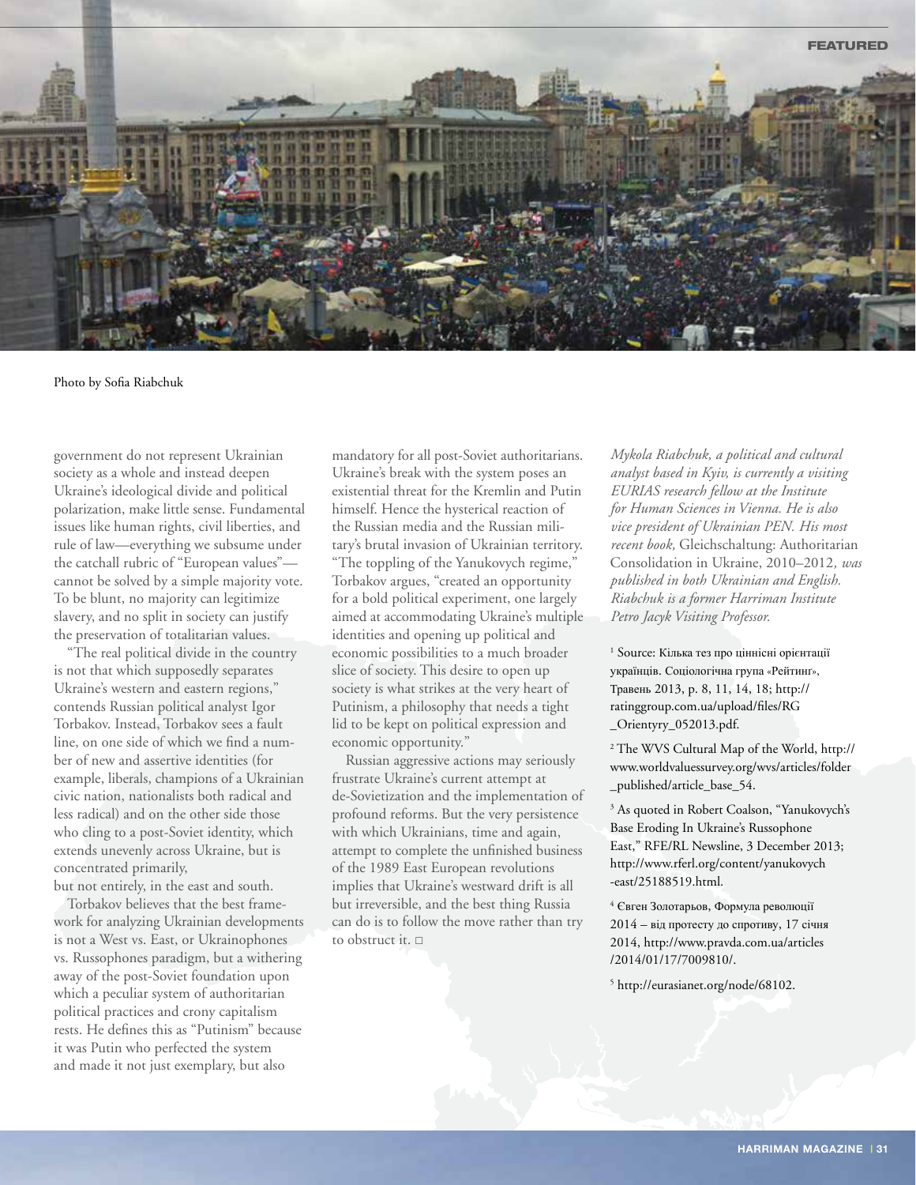Photo by Sofia Riabchuk

government do not represent Ukrainian society as a whole and instead deepen Ukraine's ideological divide and political polarization, make little sense. Fundamental issues like human rights, civil liberties, and rule of law—everything we subsume under the catchall rubric of "European values"—cannot be solved by a simple majority vote. To be blunt, no majority can legitimize slavery, and no split in society can justify the preservation of totalitarian values.

"The real political divide in the country is not that which supposedly separates Ukraine's western and eastern regions," contends Russian political analyst Igor Torbakov. Instead, Torbakov sees a fault line, on one side of which we find a number of new and assertive identities (for example, liberals, champions of a Ukrainian civic nation, nationalists both radical and less radical) and on the other side those who cling to a post-Soviet identity, which extends unevenly across Ukraine, but is concentrated primarily, but not entirely, in the east and south.

Torbakov believes that the best framework for analyzing Ukrainian developments is not a West vs. East, or Ukrainophones vs. Russophones paradigm, but a withering away of the post-Soviet foundation upon which a peculiar system of authoritarian political practices and crony capitalism rests. He defines this as "Putinism" because it was Putin who perfected the system and made it not just exemplary, but also mandatory for all post-Soviet authoritarians. Ukraine's break with the system poses an existential threat for the Kremlin and Putin himself. Hence the hysterical reaction of the Russian media and the Russian military's brutal invasion of Ukrainian territory. "The toppling of the Yanukovych regime," Torbakov argues, "created an opportunity for a bold political experiment, one largely aimed at accommodating Ukraine's multiple identities and opening up political and economic possibilities to a much broader slice of society. This desire to open up society is what strikes at the very heart of Putinism, a philosophy that needs a tight lid to be kept on political expression and economic opportunity."

Russian aggressive actions may seriously frustrate Ukraine's current attempt at de-Sovietization and the implementation of profound reforms. But the very persistence with which Ukrainians, time and again, attempt to complete the unfinished business of the 1989 East European revolutions implies that Ukraine's westward drift is all but irreversible, and the best thing Russia can do is to follow the move rather than try to obstruct it. □

*Mykola Riabchuk, a political and cultural analyst based in Kyiv, is currently a visiting EURIAS research fellow at the Institute for Human Sciences in Vienna. He is also vice president of Ukrainian PEN. His most recent book,* Gleichschaltung: Authoritarian Consolidation in Ukraine, 2010–2012*, was published in both Ukrainian and English. Riabchuk is a former Harriman Institute Petro Jacyk Visiting Professor.*

[1] Source: Кілька тез про ціннісні орієнтації українців. Соціологічна група «Рейтинг», Травень 2013, p. 8, 11, 14, 18; http://ratinggroup.com.ua/upload/files/RG_Orientyry_052013.pdf.

[2] The WVS Cultural Map of the World, http://www.worldvaluessurvey.org/wvs/articles/folder_published/article_base_54.

[3] As quoted in Robert Coalson, "Yanukovych's Base Eroding In Ukraine's Russophone East," RFE/RL Newsline, 3 December 2013; http://www.rferl.org/content/yanukovych-east/25188519.html.

[4] Євген Золотарьов, Формула революції 2014 – від протесту до спротиву, 17 січня 2014, http://www.pravda.com.ua/articles/2014/01/17/7009810/.

[5] http://eurasianet.org/node/68102.